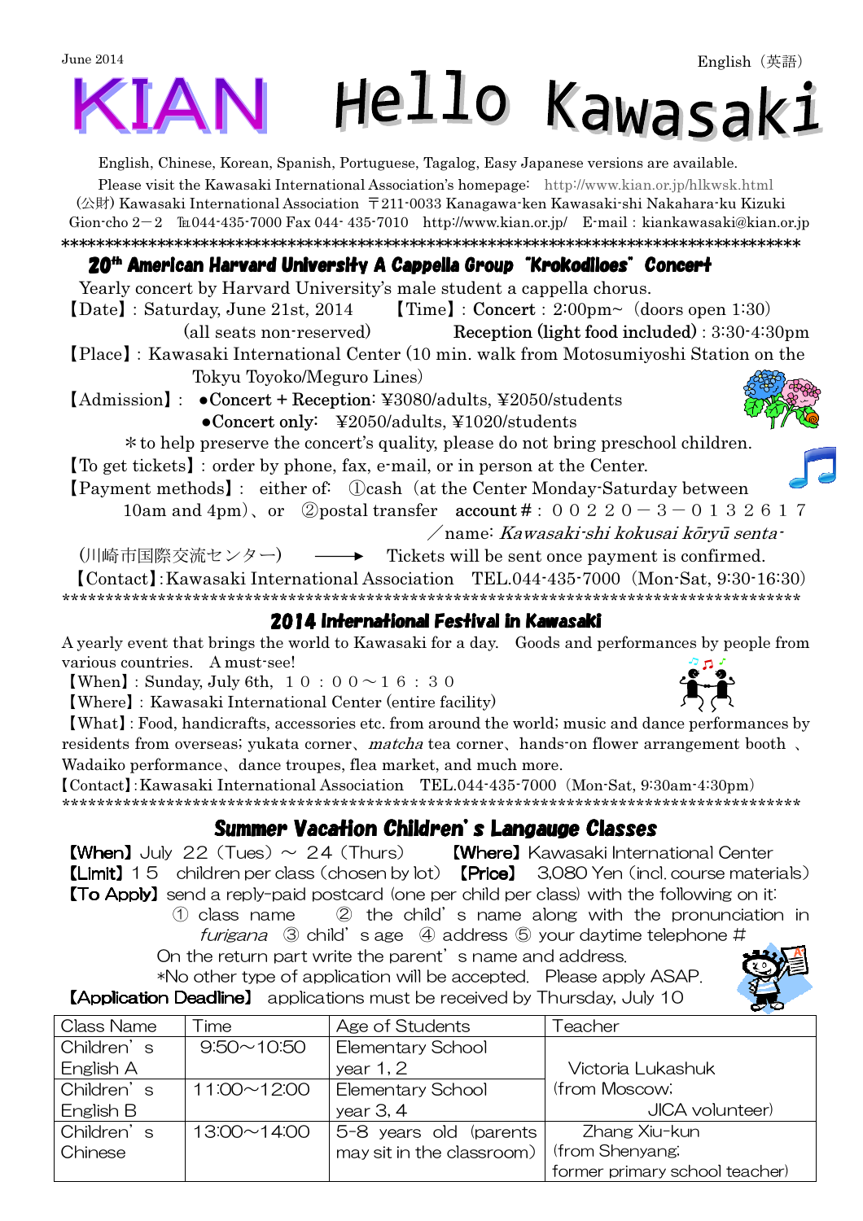June 2014

English（英語）

# KIAN Hello Kawasaki

English, Chinese, Korean, Spanish, Portuguese, Tagalog, Easy Japanese versions are available.

Please visit the Kawasaki International Association's homepage: http://www.kian.or.jp/hlkwsk.html

(公財) Kawasaki International Association 〒211-0033 Kanagawa-ken Kawasaki-shi Nakahara-ku Kizuki Gion-cho 2－2 ℡044-435-7000 Fax 044- 435-7010 http://www.kian.or.jp/ E-mail：kiankawasaki@kian.or.jp

\*\*\*\*\*\*\*\*\*\*\*\*\*\*\*\*\*\*\*\*\*\*\*\*\*\*\*\*\*\*\*\*\*\*\*\*\*\*\*\*\*\*\*\*\*\*\*\*\*\*\*\*\*\*\*\*\*\*\*\*\*\*\*\*\*\*\*\*\*\*\*\*\*\*\*\*\*\*\*\*\*\*\*\*\*

## 20th American Harvard University A Cappella Group "Krokodiloes" Concert

Yearly concert by Harvard University's male student a cappella chorus.

【Date】: Saturday, June 21st, 2014 【Time】: Concert：2:00pm~（doors open 1:30）

(all seats non-reserved) Reception (light food included)：3:30-4:30pm

【Place】: Kawasaki International Center (10 min. walk from Motosumiyoshi Station on the Tokyu Toyoko/Meguro Lines)

【Admission】: ●Concert + Reception: ¥3080/adults, ¥2050/students

●Concert only: ¥2050/adults, ¥1020/students

＊to help preserve the concert's quality, please do not bring preschool children.

【To get tickets】: order by phone, fax, e-mail, or in person at the Center.

【Payment methods】: either of: ①cash（at the Center Monday-Saturday between 10am and 4pm）、or ②postal transfer account #：００２２０－３－０１３２６１７ ／name: *Kawasaki-shi kokusai kōryū senta-* (川崎市国際交流センター) ⟶ Tickets will be sent once payment is confirmed.

【Contact】:Kawasaki International Association TEL.044-435-7000（Mon-Sat, 9:30-16:30）

\*\*\*\*\*\*\*\*\*\*\*\*\*\*\*\*\*\*\*\*\*\*\*\*\*\*\*\*\*\*\*\*\*\*\*\*\*\*\*\*\*\*\*\*\*\*\*\*\*\*\*\*\*\*\*\*\*\*\*\*\*\*\*\*\*\*\*\*\*\*\*\*\*\*\*\*\*\*\*\*\*\*\*\*\*

## 2014 International Festival in Kawasaki

A yearly event that brings the world to Kawasaki for a day. Goods and performances by people from various countries. A must-see!

【When】: Sunday, July 6th, １０：００～１６：３０

【Where】: Kawasaki International Center (entire facility)

【What】: Food, handicrafts, accessories etc. from around the world; music and dance performances by residents from overseas; yukata corner、*matcha* tea corner、hands-on flower arrangement booth 、Wadaiko performance、dance troupes, flea market, and much more.

【Contact】:Kawasaki International Association TEL.044-435-7000（Mon-Sat, 9:30am-4:30pm）

\*\*\*\*\*\*\*\*\*\*\*\*\*\*\*\*\*\*\*\*\*\*\*\*\*\*\*\*\*\*\*\*\*\*\*\*\*\*\*\*\*\*\*\*\*\*\*\*\*\*\*\*\*\*\*\*\*\*\*\*\*\*\*\*\*\*\*\*\*\*\*\*\*\*\*\*\*\*\*\*\*\*\*\*\*

## Summer Vacation Children's Langauge Classes

【When】July 22（Tues）～ 24（Thurs） 【Where】Kawasaki International Center

【Limit】15 children per class（chosen by lot） 【Price】 3,080 Yen（incl. course materials）

【To Apply】send a reply-paid postcard (one per child per class) with the following on it:

① class name ② the child's name along with the pronunciation in *furigana* ③ child's age ④ address ⑤ your daytime telephone #

On the return part write the parent's name and address.

*No other type of application will be accepted. Please apply ASAP.

【Application Deadline】 applications must be received by Thursday, July 10

| Class Name | Time | Age of Students | Teacher |
|---|---|---|---|
| Children's English A | 9:50～10:50 | Elementary School year 1, 2 | Victoria Lukashuk (from Moscow; JICA volunteer) |
| Children's English B | 11:00～12:00 | Elementary School year 3, 4 | |
| Children's Chinese | 13:00～14:00 | 5-8 years old (parents may sit in the classroom) | Zhang Xiu-kun (from Shenyang; former primary school teacher) |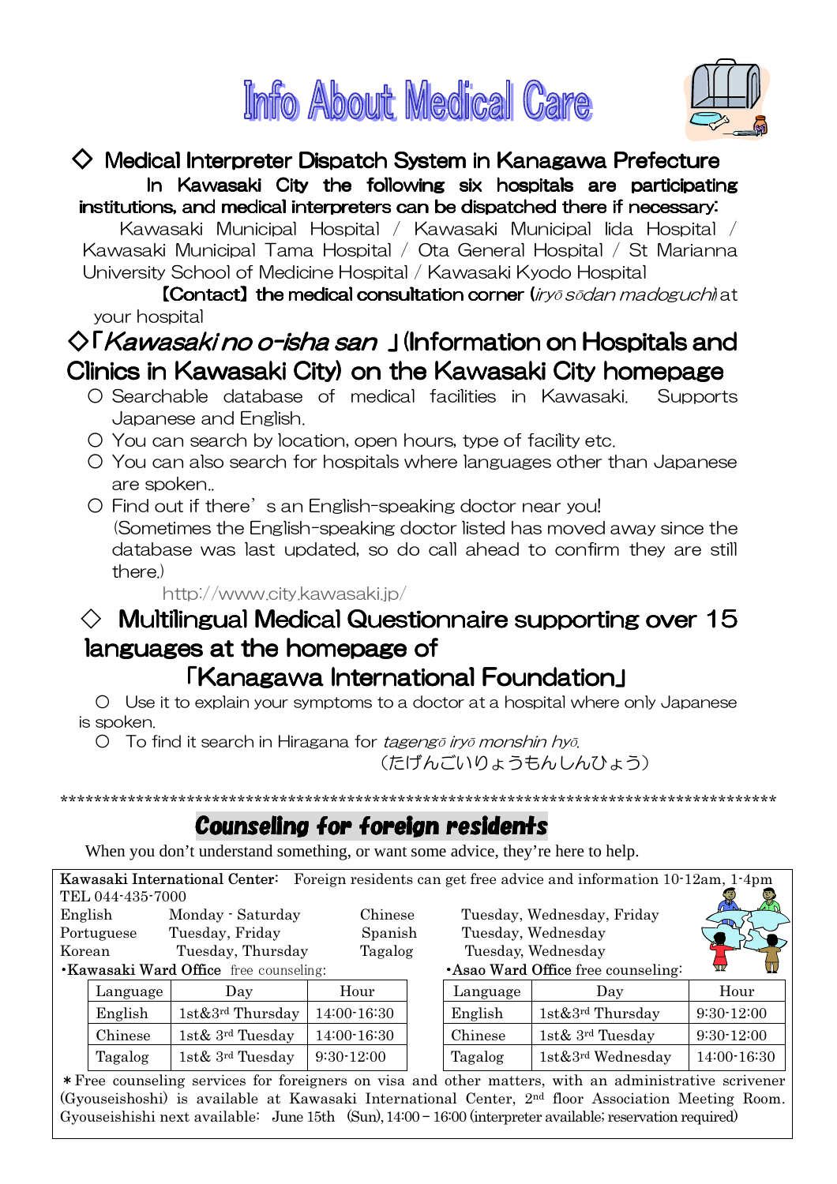# Info About Medical Care

## ◇ Medical Interpreter Dispatch System in Kanagawa Prefecture

**In Kawasaki City the following six hospitals are participating institutions, and medical interpreters can be dispatched there if necessary:**

Kawasaki Municipal Hospital / Kawasaki Municipal Iida Hospital / Kawasaki Municipal Tama Hospital / Ota General Hospital / St Marianna University School of Medicine Hospital / Kawasaki Kyodo Hospital

**【Contact】 the medical consultation corner (*iryō sōdan madoguchi*)** at your hospital

## ◇「*Kawasaki no o-isha san*」(Information on Hospitals and Clinics in Kawasaki City) on the Kawasaki City homepage

- ○ Searchable database of medical facilities in Kawasaki. Supports Japanese and English.
- ○ You can search by location, open hours, type of facility etc.
- ○ You can also search for hospitals where languages other than Japanese are spoken..
- ○ Find out if there's an English-speaking doctor near you!
  (Sometimes the English-speaking doctor listed has moved away since the database was last updated, so do call ahead to confirm they are still there.)

http://www.city.kawasaki.jp/

## ◇ Multilingual Medical Questionnaire supporting over 15 languages at the homepage of 「Kanagawa International Foundation」

- ○ Use it to explain your symptoms to a doctor at a hospital where only Japanese is spoken.
- ○ To find it search in Hiragana for *tagengō iryō monshin hyō.*
  （たげんごいりょうもんしんひょう）

******************************************************************************************

## Counseling for foreign residents

When you don't understand something, or want some advice, they're here to help.

**Kawasaki International Center:** Foreign residents can get free advice and information 10-12am, 1-4pm
TEL 044-435-7000

| | | | |
|---|---|---|---|
| English | Monday - Saturday | Chinese | Tuesday, Wednesday, Friday |
| Portuguese | Tuesday, Friday | Spanish | Tuesday, Wednesday |
| Korean | Tuesday, Thursday | Tagalog | Tuesday, Wednesday |

・**Kawasaki Ward Office** free counseling:

| Language | Day | Hour |
|---|---|---|
| English | 1st&3rd Thursday | 14:00-16:30 |
| Chinese | 1st& 3rd Tuesday | 14:00-16:30 |
| Tagalog | 1st& 3rd Tuesday | 9:30-12:00 |

・**Asao Ward Office** free counseling:

| Language | Day | Hour |
|---|---|---|
| English | 1st&3rd Thursday | 9:30-12:00 |
| Chinese | 1st& 3rd Tuesday | 9:30-12:00 |
| Tagalog | 1st&3rd Wednesday | 14:00-16:30 |

＊Free counseling services for foreigners on visa and other matters, with an administrative scrivener (Gyouseishoshi) is available at Kawasaki International Center, 2nd floor Association Meeting Room. Gyouseishishi next available: June 15th (Sun), 14:00－16:00 (interpreter available; reservation required)